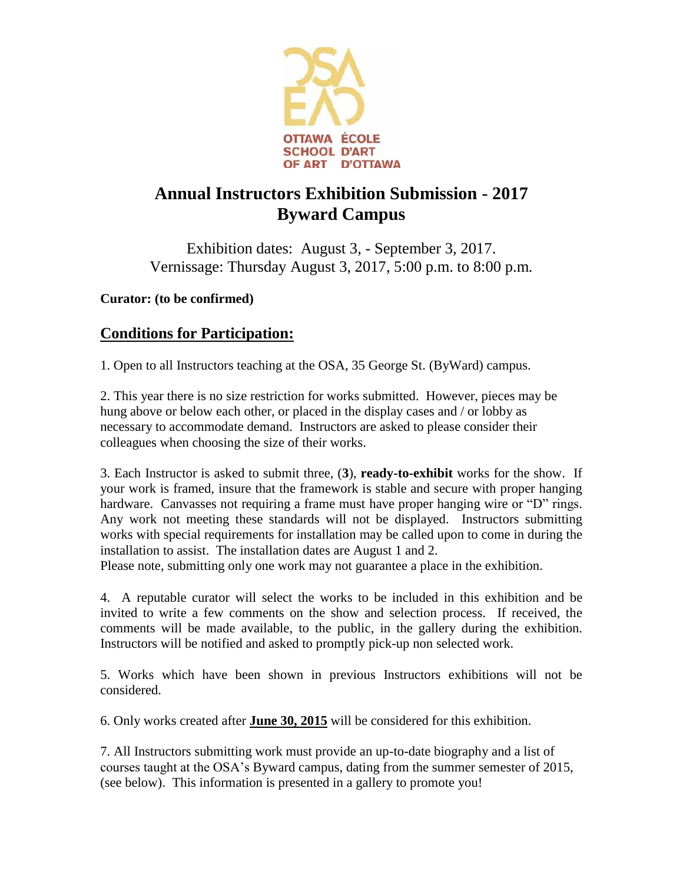OTTAWA SCHOOL OF ART ÉCOLE D'ART D'OTTAWA

# Annual Instructors Exhibition Submission - 2017
# Byward Campus

Exhibition dates: August 3, - September 3, 2017.
Vernissage: Thursday August 3, 2017, 5:00 p.m. to 8:00 p.m.

**Curator: (to be confirmed)**

## Conditions for Participation:

1. Open to all Instructors teaching at the OSA, 35 George St. (ByWard) campus.

2. This year there is no size restriction for works submitted. However, pieces may be hung above or below each other, or placed in the display cases and / or lobby as necessary to accommodate demand. Instructors are asked to please consider their colleagues when choosing the size of their works.

3. Each Instructor is asked to submit three, (**3**), **ready-to-exhibit** works for the show. If your work is framed, insure that the framework is stable and secure with proper hanging hardware. Canvasses not requiring a frame must have proper hanging wire or "D" rings. Any work not meeting these standards will not be displayed. Instructors submitting works with special requirements for installation may be called upon to come in during the installation to assist. The installation dates are August 1 and 2.
Please note, submitting only one work may not guarantee a place in the exhibition.

4. A reputable curator will select the works to be included in this exhibition and be invited to write a few comments on the show and selection process. If received, the comments will be made available, to the public, in the gallery during the exhibition. Instructors will be notified and asked to promptly pick-up non selected work.

5. Works which have been shown in previous Instructors exhibitions will not be considered.

6. Only works created after **June 30, 2015** will be considered for this exhibition.

7. All Instructors submitting work must provide an up-to-date biography and a list of courses taught at the OSA's Byward campus, dating from the summer semester of 2015, (see below). This information is presented in a gallery to promote you!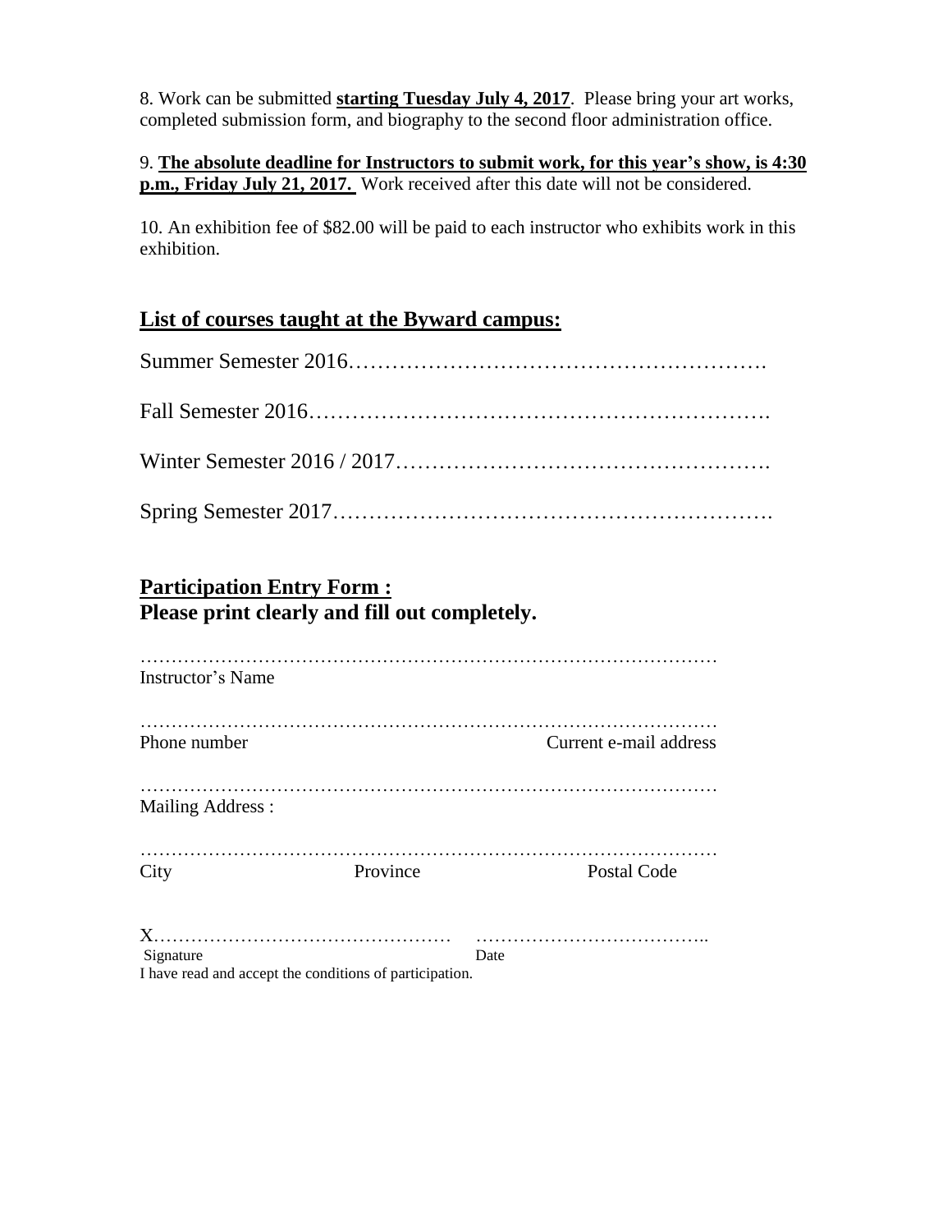8. Work can be submitted **starting Tuesday July 4, 2017**. Please bring your art works, completed submission form, and biography to the second floor administration office.

9. **The absolute deadline for Instructors to submit work, for this year's show, is 4:30 p.m., Friday July 21, 2017.** Work received after this date will not be considered.

10. An exhibition fee of $82.00 will be paid to each instructor who exhibits work in this exhibition.

## List of courses taught at the Byward campus:

Summer Semester 2016……………………………………………….

Fall Semester 2016…………………………………………………….

Winter Semester 2016 / 2017…………………………………………….

Spring Semester 2017………………………………………………….

## Participation Entry Form :
**Please print clearly and fill out completely.**

……………………………………………………………………………
Instructor's Name

……………………………………………………………………………
Phone number Current e-mail address

……………………………………………………………………………
Mailing Address :

……………………………………………………………………………
City Province Postal Code

X………………………………………… ………………………………..
Signature Date
I have read and accept the conditions of participation.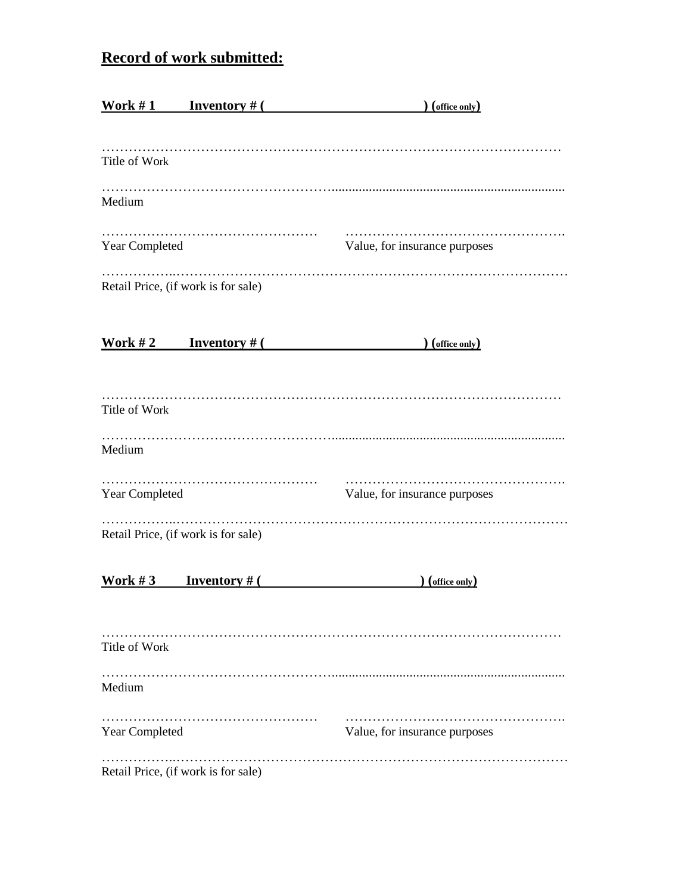## Record of work submitted:

**Work # 1 Inventory # ( ) (office only)**

……………………………………………………………………………………
Title of Work

……………………………………………………………………………………
Medium

………………………………………… ……………………………………………
Year Completed Value, for insurance purposes

……………………………………………………………………………………
Retail Price, (if work is for sale)

**Work # 2 Inventory # ( ) (office only)**

……………………………………………………………………………………
Title of Work

……………………………………………………………………………………
Medium

………………………………………… ……………………………………………
Year Completed Value, for insurance purposes

……………………………………………………………………………………
Retail Price, (if work is for sale)

**Work # 3 Inventory # ( ) (office only)**

……………………………………………………………………………………
Title of Work

……………………………………………………………………………………
Medium

………………………………………… ……………………………………………
Year Completed Value, for insurance purposes

……………………………………………………………………………………
Retail Price, (if work is for sale)